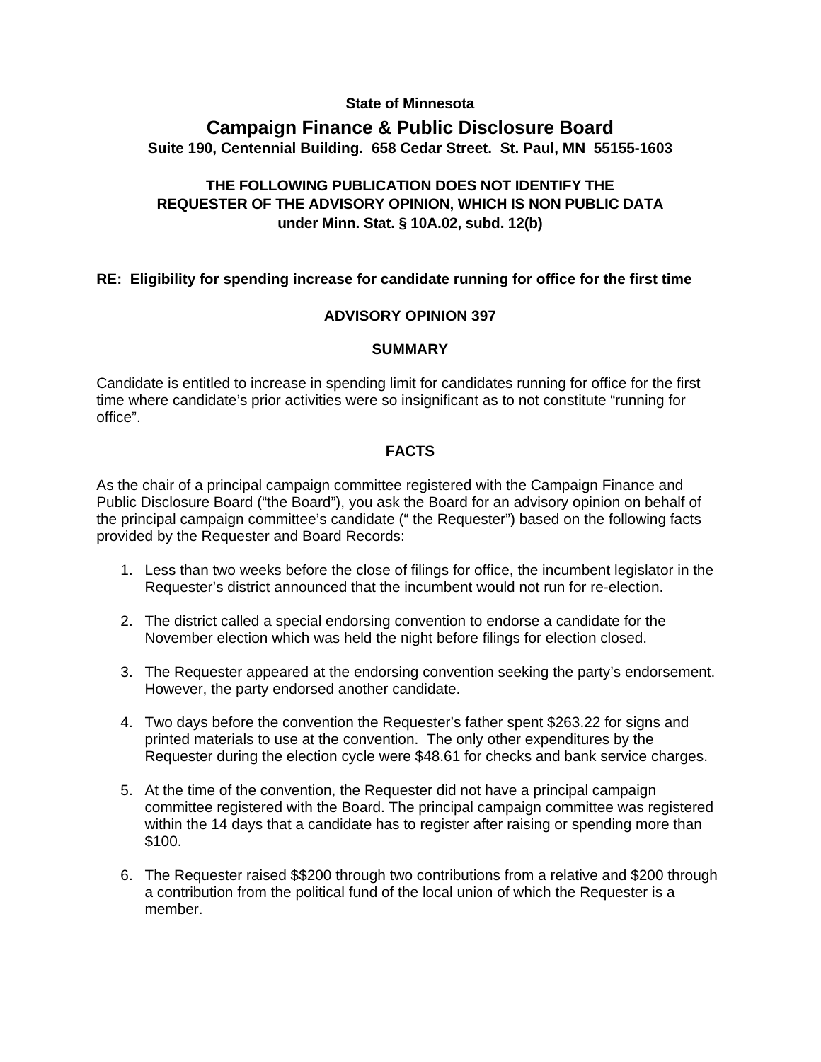**State of Minnesota**

# Campaign Finance & Public Disclosure Board

**Suite 190, Centennial Building. 658 Cedar Street. St. Paul, MN 55155-1603**

**THE FOLLOWING PUBLICATION DOES NOT IDENTIFY THE REQUESTER OF THE ADVISORY OPINION, WHICH IS NON PUBLIC DATA under Minn. Stat. § 10A.02, subd. 12(b)**

**RE: Eligibility for spending increase for candidate running for office for the first time**

## ADVISORY OPINION 397

### SUMMARY

Candidate is entitled to increase in spending limit for candidates running for office for the first time where candidate's prior activities were so insignificant as to not constitute "running for office".

### FACTS

As the chair of a principal campaign committee registered with the Campaign Finance and Public Disclosure Board ("the Board"), you ask the Board for an advisory opinion on behalf of the principal campaign committee's candidate (" the Requester") based on the following facts provided by the Requester and Board Records:

1. Less than two weeks before the close of filings for office, the incumbent legislator in the Requester's district announced that the incumbent would not run for re-election.
2. The district called a special endorsing convention to endorse a candidate for the November election which was held the night before filings for election closed.
3. The Requester appeared at the endorsing convention seeking the party's endorsement. However, the party endorsed another candidate.
4. Two days before the convention the Requester's father spent $263.22 for signs and printed materials to use at the convention. The only other expenditures by the Requester during the election cycle were $48.61 for checks and bank service charges.
5. At the time of the convention, the Requester did not have a principal campaign committee registered with the Board. The principal campaign committee was registered within the 14 days that a candidate has to register after raising or spending more than $100.
6. The Requester raised $$200 through two contributions from a relative and $200 through a contribution from the political fund of the local union of which the Requester is a member.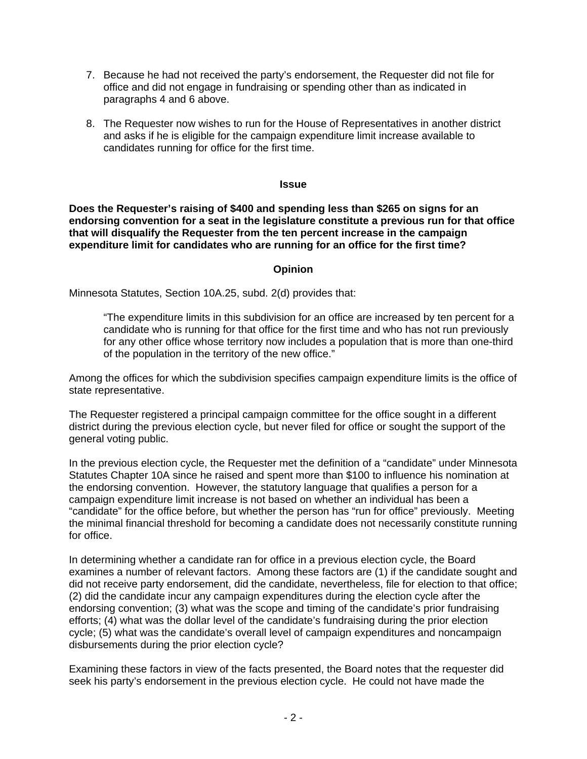7. Because he had not received the party's endorsement, the Requester did not file for office and did not engage in fundraising or spending other than as indicated in paragraphs 4 and 6 above.

8. The Requester now wishes to run for the House of Representatives in another district and asks if he is eligible for the campaign expenditure limit increase available to candidates running for office for the first time.

### Issue

**Does the Requester's raising of $400 and spending less than $265 on signs for an endorsing convention for a seat in the legislature constitute a previous run for that office that will disqualify the Requester from the ten percent increase in the campaign expenditure limit for candidates who are running for an office for the first time?**

### Opinion

Minnesota Statutes, Section 10A.25, subd. 2(d) provides that:

> "The expenditure limits in this subdivision for an office are increased by ten percent for a candidate who is running for that office for the first time and who has not run previously for any other office whose territory now includes a population that is more than one-third of the population in the territory of the new office."

Among the offices for which the subdivision specifies campaign expenditure limits is the office of state representative.

The Requester registered a principal campaign committee for the office sought in a different district during the previous election cycle, but never filed for office or sought the support of the general voting public.

In the previous election cycle, the Requester met the definition of a "candidate" under Minnesota Statutes Chapter 10A since he raised and spent more than $100 to influence his nomination at the endorsing convention. However, the statutory language that qualifies a person for a campaign expenditure limit increase is not based on whether an individual has been a "candidate" for the office before, but whether the person has "run for office" previously. Meeting the minimal financial threshold for becoming a candidate does not necessarily constitute running for office.

In determining whether a candidate ran for office in a previous election cycle, the Board examines a number of relevant factors. Among these factors are (1) if the candidate sought and did not receive party endorsement, did the candidate, nevertheless, file for election to that office; (2) did the candidate incur any campaign expenditures during the election cycle after the endorsing convention; (3) what was the scope and timing of the candidate's prior fundraising efforts; (4) what was the dollar level of the candidate's fundraising during the prior election cycle; (5) what was the candidate's overall level of campaign expenditures and noncampaign disbursements during the prior election cycle?

Examining these factors in view of the facts presented, the Board notes that the requester did seek his party's endorsement in the previous election cycle. He could not have made the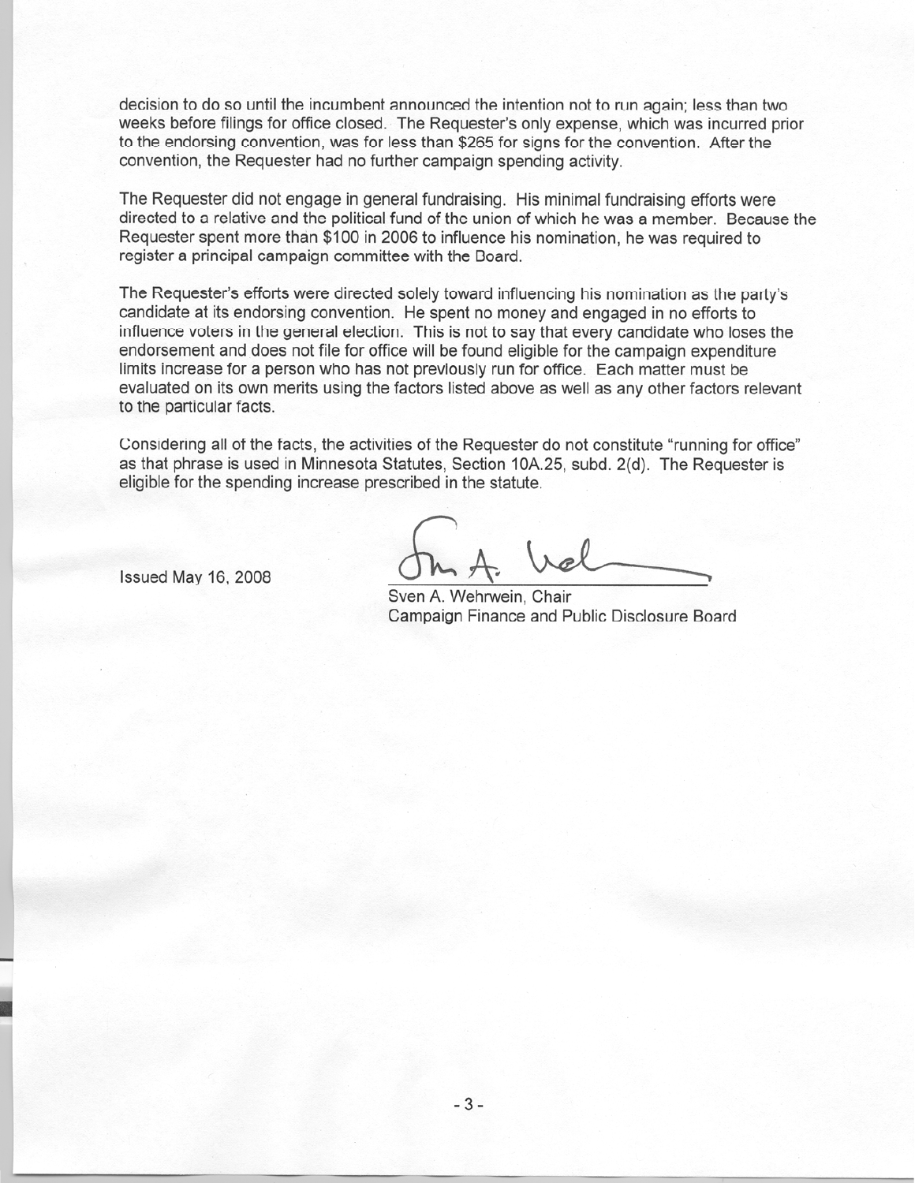decision to do so until the incumbent announced the intention not to run again; less than two weeks before filings for office closed. The Requester's only expense, which was incurred prior to the endorsing convention, was for less than $265 for signs for the convention. After the convention, the Requester had no further campaign spending activity.

The Requester did not engage in general fundraising. His minimal fundraising efforts were directed to a relative and the political fund of the union of which he was a member. Because the Requester spent more than $100 in 2006 to influence his nomination, he was required to register a principal campaign committee with the Board.

The Requester's efforts were directed solely toward influencing his nomination as the party's candidate at its endorsing convention. He spent no money and engaged in no efforts to influence voters in the general election. This is not to say that every candidate who loses the endorsement and does not file for office will be found eligible for the campaign expenditure limits increase for a person who has not previously run for office. Each matter must be evaluated on its own merits using the factors listed above as well as any other factors relevant to the particular facts.

Considering all of the facts, the activities of the Requester do not constitute "running for office" as that phrase is used in Minnesota Statutes, Section 10A.25, subd. 2(d). The Requester is eligible for the spending increase prescribed in the statute.

Issued May 16, 2008

Sven A. Wehrwein, Chair
Campaign Finance and Public Disclosure Board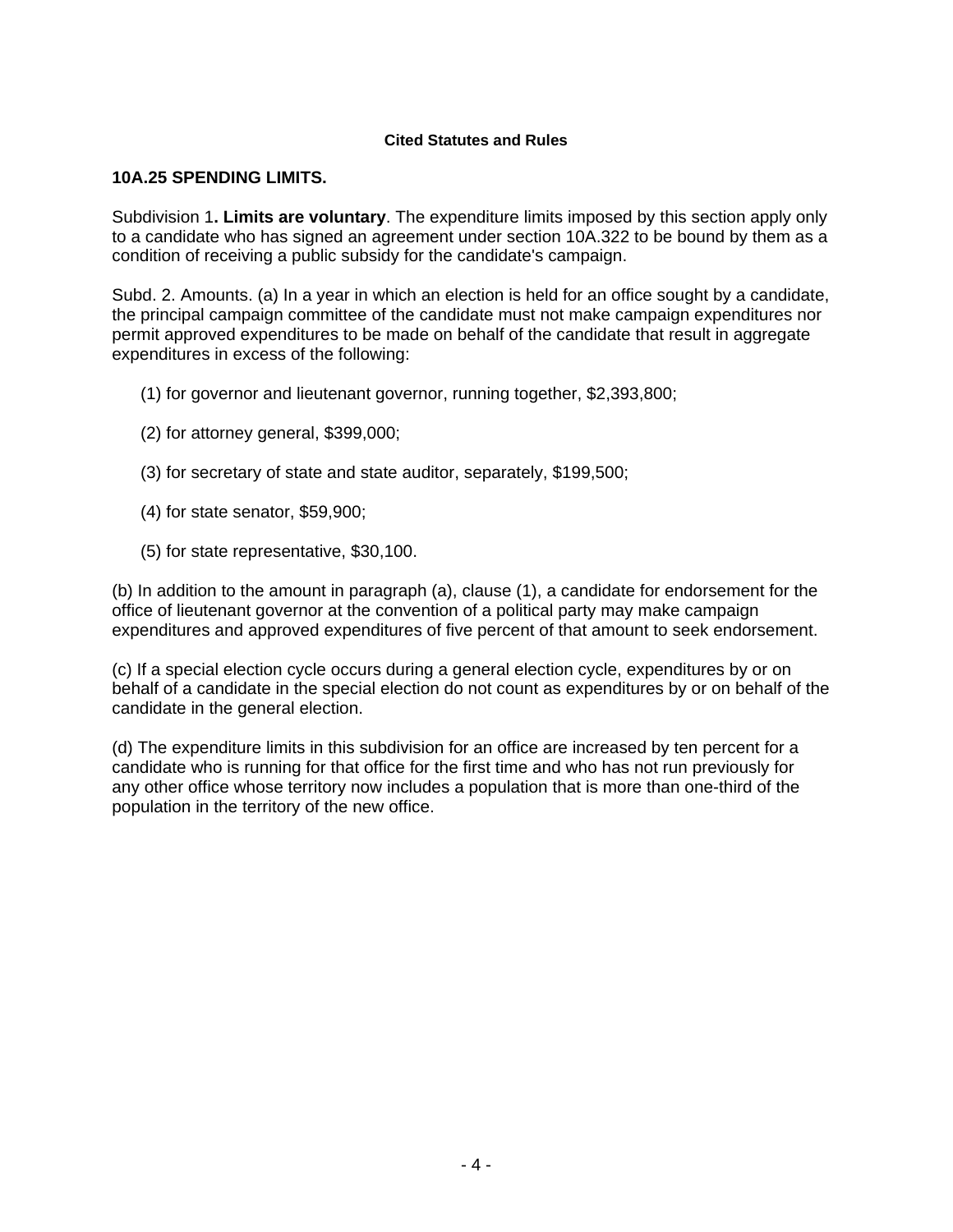**Cited Statutes and Rules**

**10A.25 SPENDING LIMITS.**

Subdivision 1**. Limits are voluntary**. The expenditure limits imposed by this section apply only to a candidate who has signed an agreement under section 10A.322 to be bound by them as a condition of receiving a public subsidy for the candidate's campaign.

Subd. 2. Amounts. (a) In a year in which an election is held for an office sought by a candidate, the principal campaign committee of the candidate must not make campaign expenditures nor permit approved expenditures to be made on behalf of the candidate that result in aggregate expenditures in excess of the following:

(1) for governor and lieutenant governor, running together, $2,393,800;

(2) for attorney general, $399,000;

(3) for secretary of state and state auditor, separately, $199,500;

(4) for state senator, $59,900;

(5) for state representative, $30,100.

(b) In addition to the amount in paragraph (a), clause (1), a candidate for endorsement for the office of lieutenant governor at the convention of a political party may make campaign expenditures and approved expenditures of five percent of that amount to seek endorsement.

(c) If a special election cycle occurs during a general election cycle, expenditures by or on behalf of a candidate in the special election do not count as expenditures by or on behalf of the candidate in the general election.

(d) The expenditure limits in this subdivision for an office are increased by ten percent for a candidate who is running for that office for the first time and who has not run previously for any other office whose territory now includes a population that is more than one-third of the population in the territory of the new office.